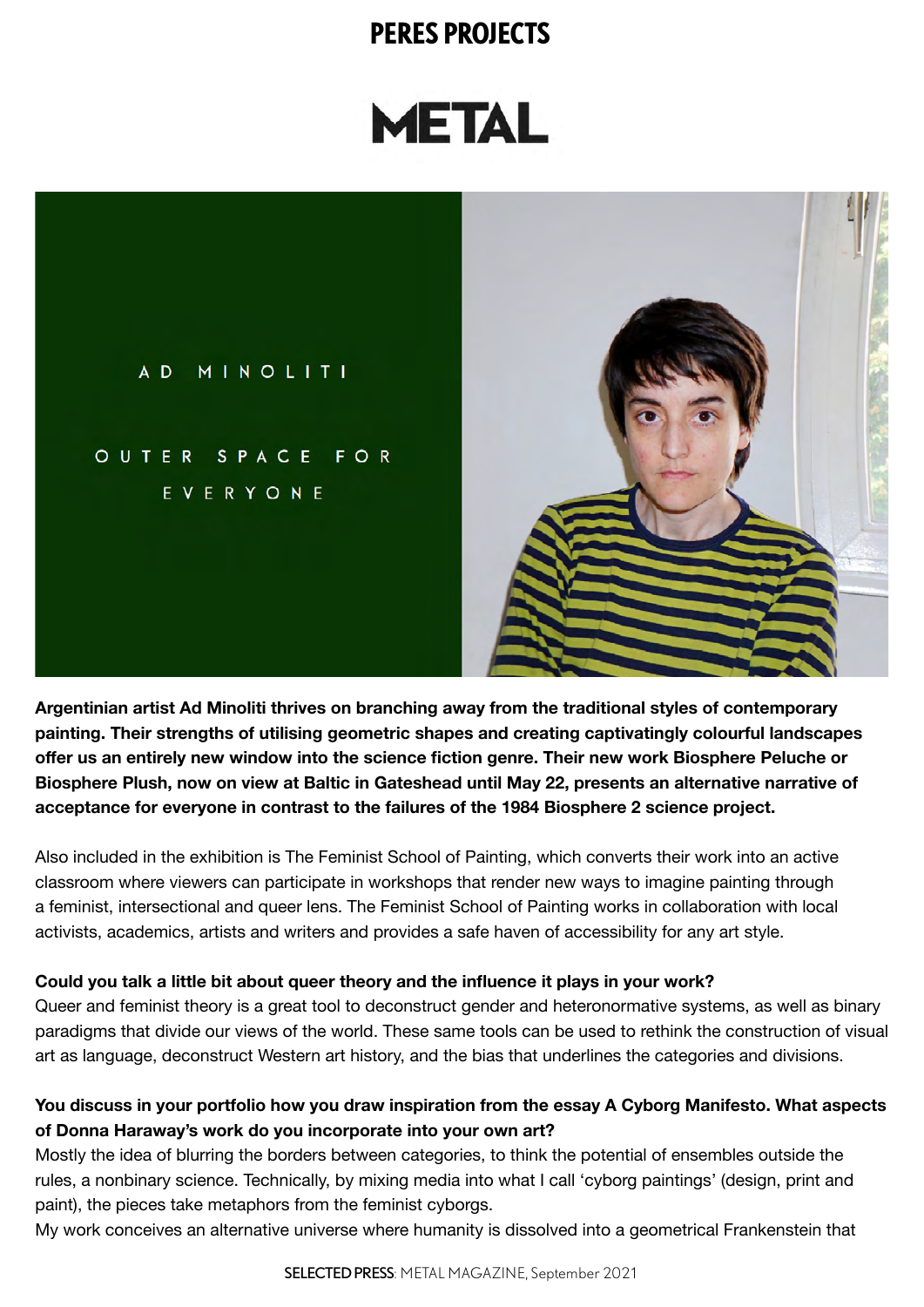# PERES PROJECTS

# METAL

AD MINOLITI

OUTER SPACE FOR EVERYONE

**Argentinian artist Ad Minoliti thrives on branching away from the traditional styles of contemporary painting. Their strengths of utilising geometric shapes and creating captivatingly colourful landscapes offer us an entirely new window into the science fiction genre. Their new work Biosphere Peluche or Biosphere Plush, now on view at Baltic in Gateshead until May 22, presents an alternative narrative of acceptance for everyone in contrast to the failures of the 1984 Biosphere 2 science project.**

Also included in the exhibition is The Feminist School of Painting, which converts their work into an active classroom where viewers can participate in workshops that render new ways to imagine painting through a feminist, intersectional and queer lens. The Feminist School of Painting works in collaboration with local activists, academics, artists and writers and provides a safe haven of accessibility for any art style.

**Could you talk a little bit about queer theory and the influence it plays in your work?**
Queer and feminist theory is a great tool to deconstruct gender and heteronormative systems, as well as binary paradigms that divide our views of the world. These same tools can be used to rethink the construction of visual art as language, deconstruct Western art history, and the bias that underlines the categories and divisions.

**You discuss in your portfolio how you draw inspiration from the essay A Cyborg Manifesto. What aspects of Donna Haraway's work do you incorporate into your own art?**
Mostly the idea of blurring the borders between categories, to think the potential of ensembles outside the rules, a nonbinary science. Technically, by mixing media into what I call 'cyborg paintings' (design, print and paint), the pieces take metaphors from the feminist cyborgs.
My work conceives an alternative universe where humanity is dissolved into a geometrical Frankenstein that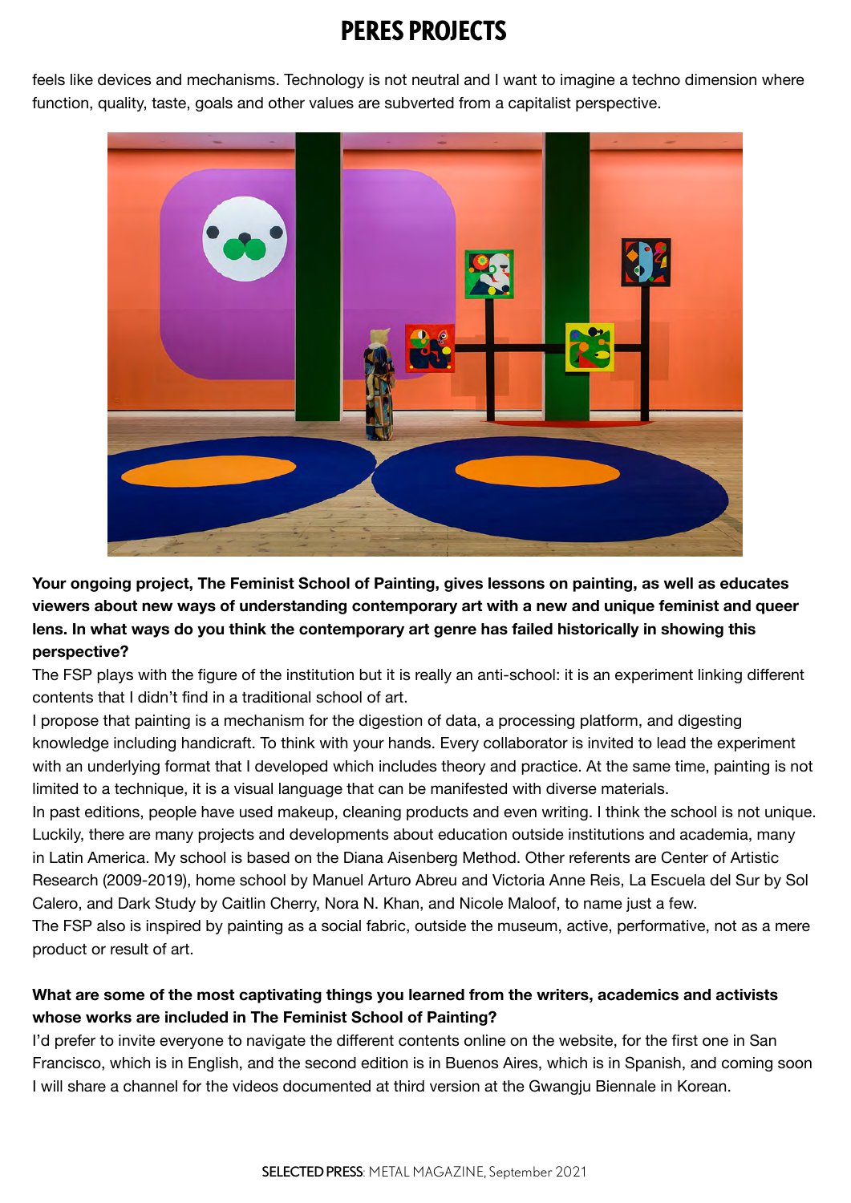feels like devices and mechanisms. Technology is not neutral and I want to imagine a techno dimension where function, quality, taste, goals and other values are subverted from a capitalist perspective.

**Your ongoing project, The Feminist School of Painting, gives lessons on painting, as well as educates viewers about new ways of understanding contemporary art with a new and unique feminist and queer lens. In what ways do you think the contemporary art genre has failed historically in showing this perspective?**

The FSP plays with the figure of the institution but it is really an anti-school: it is an experiment linking different contents that I didn't find in a traditional school of art.

I propose that painting is a mechanism for the digestion of data, a processing platform, and digesting knowledge including handicraft. To think with your hands. Every collaborator is invited to lead the experiment with an underlying format that I developed which includes theory and practice. At the same time, painting is not limited to a technique, it is a visual language that can be manifested with diverse materials.

In past editions, people have used makeup, cleaning products and even writing. I think the school is not unique. Luckily, there are many projects and developments about education outside institutions and academia, many in Latin America. My school is based on the Diana Aisenberg Method. Other referents are Center of Artistic Research (2009-2019), home school by Manuel Arturo Abreu and Victoria Anne Reis, La Escuela del Sur by Sol Calero, and Dark Study by Caitlin Cherry, Nora N. Khan, and Nicole Maloof, to name just a few.

The FSP also is inspired by painting as a social fabric, outside the museum, active, performative, not as a mere product or result of art.

**What are some of the most captivating things you learned from the writers, academics and activists whose works are included in The Feminist School of Painting?**

I'd prefer to invite everyone to navigate the different contents online on the website, for the first one in San Francisco, which is in English, and the second edition is in Buenos Aires, which is in Spanish, and coming soon I will share a channel for the videos documented at third version at the Gwangju Biennale in Korean.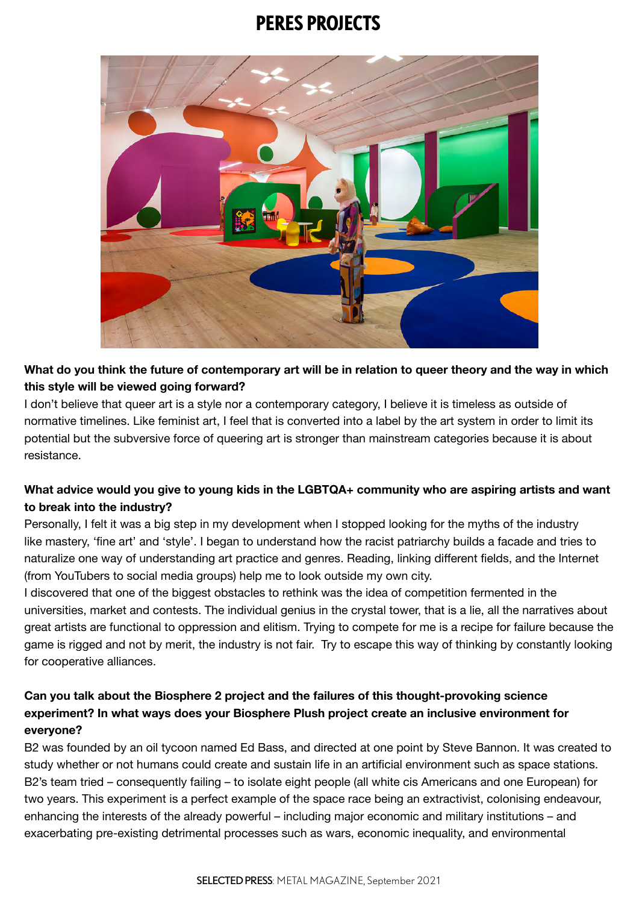**What do you think the future of contemporary art will be in relation to queer theory and the way in which this style will be viewed going forward?**
I don't believe that queer art is a style nor a contemporary category, I believe it is timeless as outside of normative timelines. Like feminist art, I feel that is converted into a label by the art system in order to limit its potential but the subversive force of queering art is stronger than mainstream categories because it is about resistance.

**What advice would you give to young kids in the LGBTQA+ community who are aspiring artists and want to break into the industry?**
Personally, I felt it was a big step in my development when I stopped looking for the myths of the industry like mastery, 'fine art' and 'style'. I began to understand how the racist patriarchy builds a facade and tries to naturalize one way of understanding art practice and genres. Reading, linking different fields, and the Internet (from YouTubers to social media groups) help me to look outside my own city.
I discovered that one of the biggest obstacles to rethink was the idea of competition fermented in the universities, market and contests. The individual genius in the crystal tower, that is a lie, all the narratives about great artists are functional to oppression and elitism. Trying to compete for me is a recipe for failure because the game is rigged and not by merit, the industry is not fair. Try to escape this way of thinking by constantly looking for cooperative alliances.

**Can you talk about the Biosphere 2 project and the failures of this thought-provoking science experiment? In what ways does your Biosphere Plush project create an inclusive environment for everyone?**
B2 was founded by an oil tycoon named Ed Bass, and directed at one point by Steve Bannon. It was created to study whether or not humans could create and sustain life in an artificial environment such as space stations. B2's team tried – consequently failing – to isolate eight people (all white cis Americans and one European) for two years. This experiment is a perfect example of the space race being an extractivist, colonising endeavour, enhancing the interests of the already powerful – including major economic and military institutions – and exacerbating pre-existing detrimental processes such as wars, economic inequality, and environmental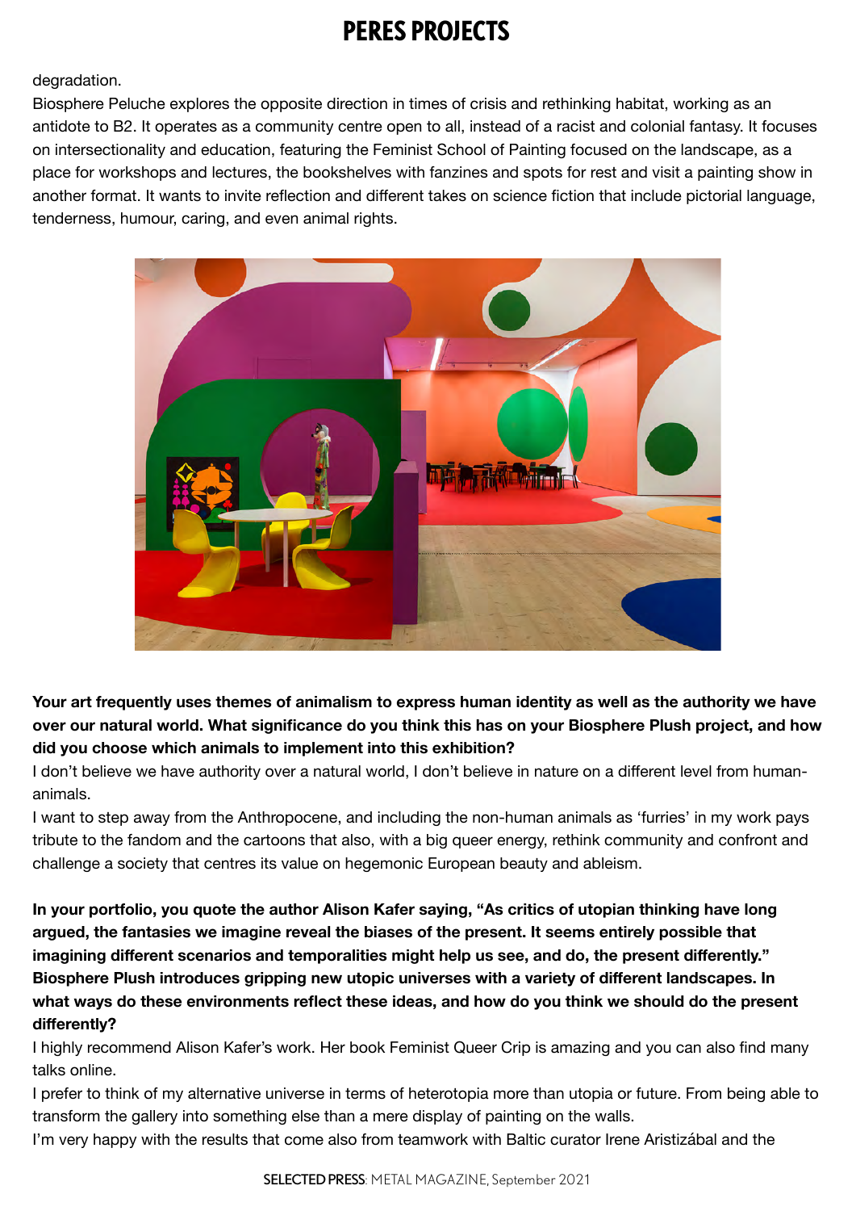degradation.

Biosphere Peluche explores the opposite direction in times of crisis and rethinking habitat, working as an antidote to B2. It operates as a community centre open to all, instead of a racist and colonial fantasy. It focuses on intersectionality and education, featuring the Feminist School of Painting focused on the landscape, as a place for workshops and lectures, the bookshelves with fanzines and spots for rest and visit a painting show in another format. It wants to invite reflection and different takes on science fiction that include pictorial language, tenderness, humour, caring, and even animal rights.

**Your art frequently uses themes of animalism to express human identity as well as the authority we have over our natural world. What significance do you think this has on your Biosphere Plush project, and how did you choose which animals to implement into this exhibition?**

I don't believe we have authority over a natural world, I don't believe in nature on a different level from human-animals.

I want to step away from the Anthropocene, and including the non-human animals as 'furries' in my work pays tribute to the fandom and the cartoons that also, with a big queer energy, rethink community and confront and challenge a society that centres its value on hegemonic European beauty and ableism.

**In your portfolio, you quote the author Alison Kafer saying, "As critics of utopian thinking have long argued, the fantasies we imagine reveal the biases of the present. It seems entirely possible that imagining different scenarios and temporalities might help us see, and do, the present differently." Biosphere Plush introduces gripping new utopic universes with a variety of different landscapes. In what ways do these environments reflect these ideas, and how do you think we should do the present differently?**

I highly recommend Alison Kafer's work. Her book Feminist Queer Crip is amazing and you can also find many talks online.

I prefer to think of my alternative universe in terms of heterotopia more than utopia or future. From being able to transform the gallery into something else than a mere display of painting on the walls.

I'm very happy with the results that come also from teamwork with Baltic curator Irene Aristizábal and the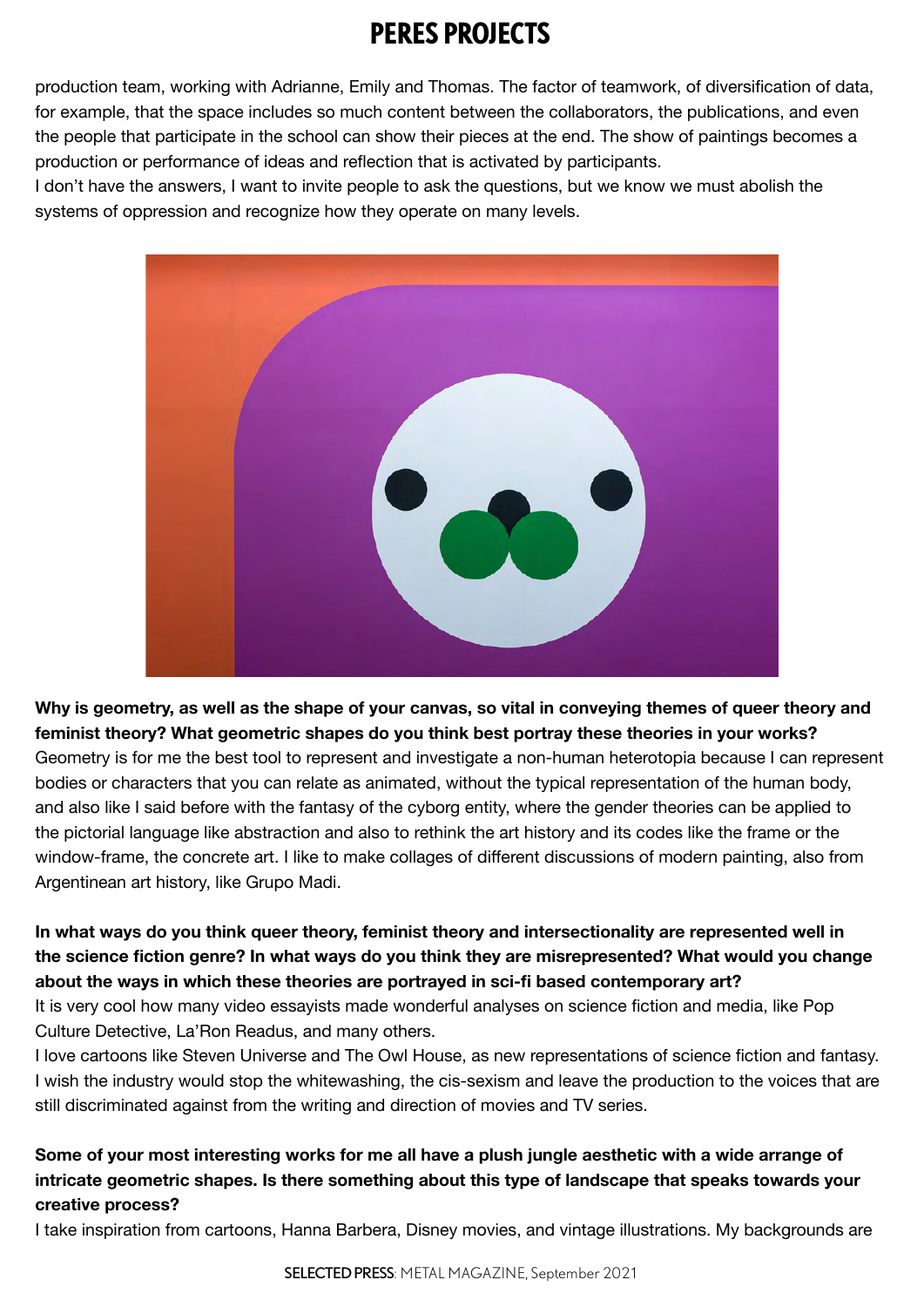production team, working with Adrianne, Emily and Thomas. The factor of teamwork, of diversification of data, for example, that the space includes so much content between the collaborators, the publications, and even the people that participate in the school can show their pieces at the end. The show of paintings becomes a production or performance of ideas and reflection that is activated by participants.
I don't have the answers, I want to invite people to ask the questions, but we know we must abolish the systems of oppression and recognize how they operate on many levels.

**Why is geometry, as well as the shape of your canvas, so vital in conveying themes of queer theory and feminist theory? What geometric shapes do you think best portray these theories in your works?**
Geometry is for me the best tool to represent and investigate a non-human heterotopia because I can represent bodies or characters that you can relate as animated, without the typical representation of the human body, and also like I said before with the fantasy of the cyborg entity, where the gender theories can be applied to the pictorial language like abstraction and also to rethink the art history and its codes like the frame or the window-frame, the concrete art. I like to make collages of different discussions of modern painting, also from Argentinean art history, like Grupo Madi.

**In what ways do you think queer theory, feminist theory and intersectionality are represented well in the science fiction genre? In what ways do you think they are misrepresented? What would you change about the ways in which these theories are portrayed in sci-fi based contemporary art?**
It is very cool how many video essayists made wonderful analyses on science fiction and media, like Pop Culture Detective, La'Ron Readus, and many others.
I love cartoons like Steven Universe and The Owl House, as new representations of science fiction and fantasy. I wish the industry would stop the whitewashing, the cis-sexism and leave the production to the voices that are still discriminated against from the writing and direction of movies and TV series.

**Some of your most interesting works for me all have a plush jungle aesthetic with a wide arrange of intricate geometric shapes. Is there something about this type of landscape that speaks towards your creative process?**
I take inspiration from cartoons, Hanna Barbera, Disney movies, and vintage illustrations. My backgrounds are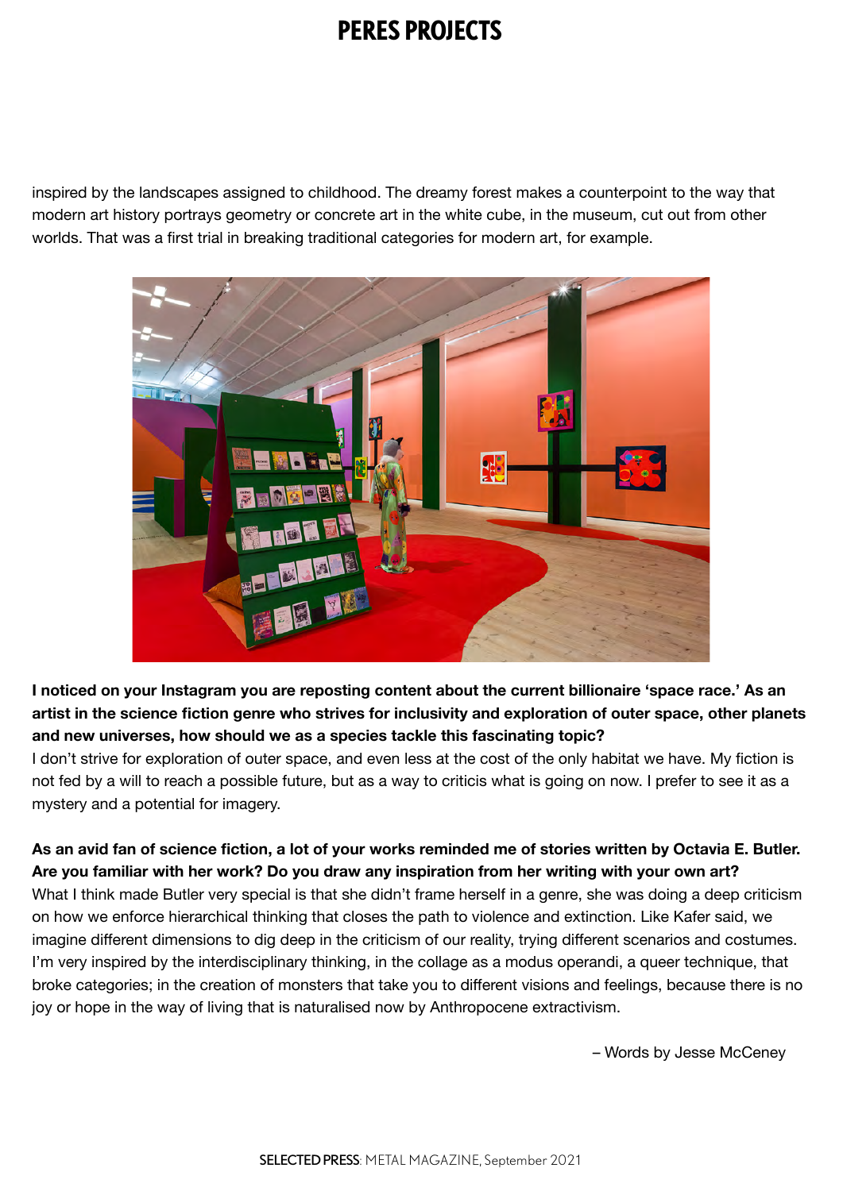inspired by the landscapes assigned to childhood. The dreamy forest makes a counterpoint to the way that modern art history portrays geometry or concrete art in the white cube, in the museum, cut out from other worlds. That was a first trial in breaking traditional categories for modern art, for example.

**I noticed on your Instagram you are reposting content about the current billionaire 'space race.' As an artist in the science fiction genre who strives for inclusivity and exploration of outer space, other planets and new universes, how should we as a species tackle this fascinating topic?**
I don't strive for exploration of outer space, and even less at the cost of the only habitat we have. My fiction is not fed by a will to reach a possible future, but as a way to criticis what is going on now. I prefer to see it as a mystery and a potential for imagery.

**As an avid fan of science fiction, a lot of your works reminded me of stories written by Octavia E. Butler. Are you familiar with her work? Do you draw any inspiration from her writing with your own art?**
What I think made Butler very special is that she didn't frame herself in a genre, she was doing a deep criticism on how we enforce hierarchical thinking that closes the path to violence and extinction. Like Kafer said, we imagine different dimensions to dig deep in the criticism of our reality, trying different scenarios and costumes. I'm very inspired by the interdisciplinary thinking, in the collage as a modus operandi, a queer technique, that broke categories; in the creation of monsters that take you to different visions and feelings, because there is no joy or hope in the way of living that is naturalised now by Anthropocene extractivism.

– Words by Jesse McCeney